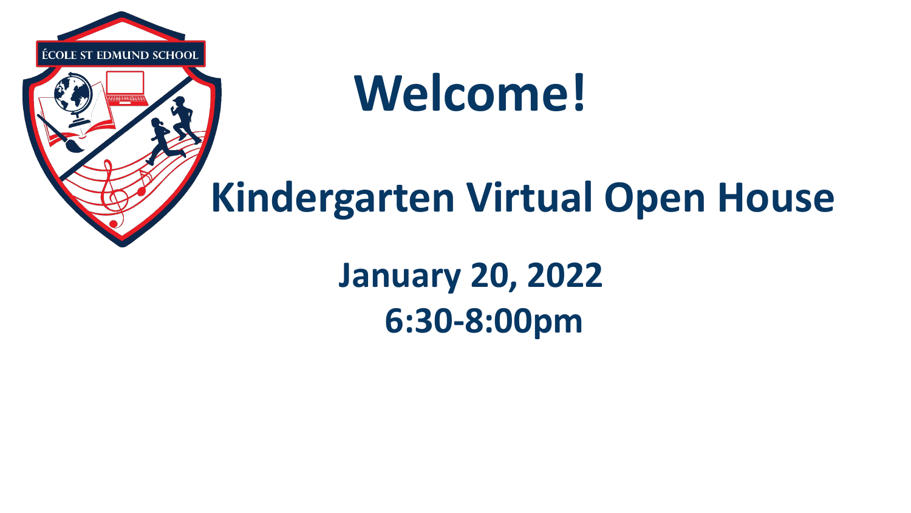ÉCOLE ST EDMUND SCHOOL

# Welcome!

## Kindergarten Virtual Open House

**January 20, 2022**

**6:30-8:00pm**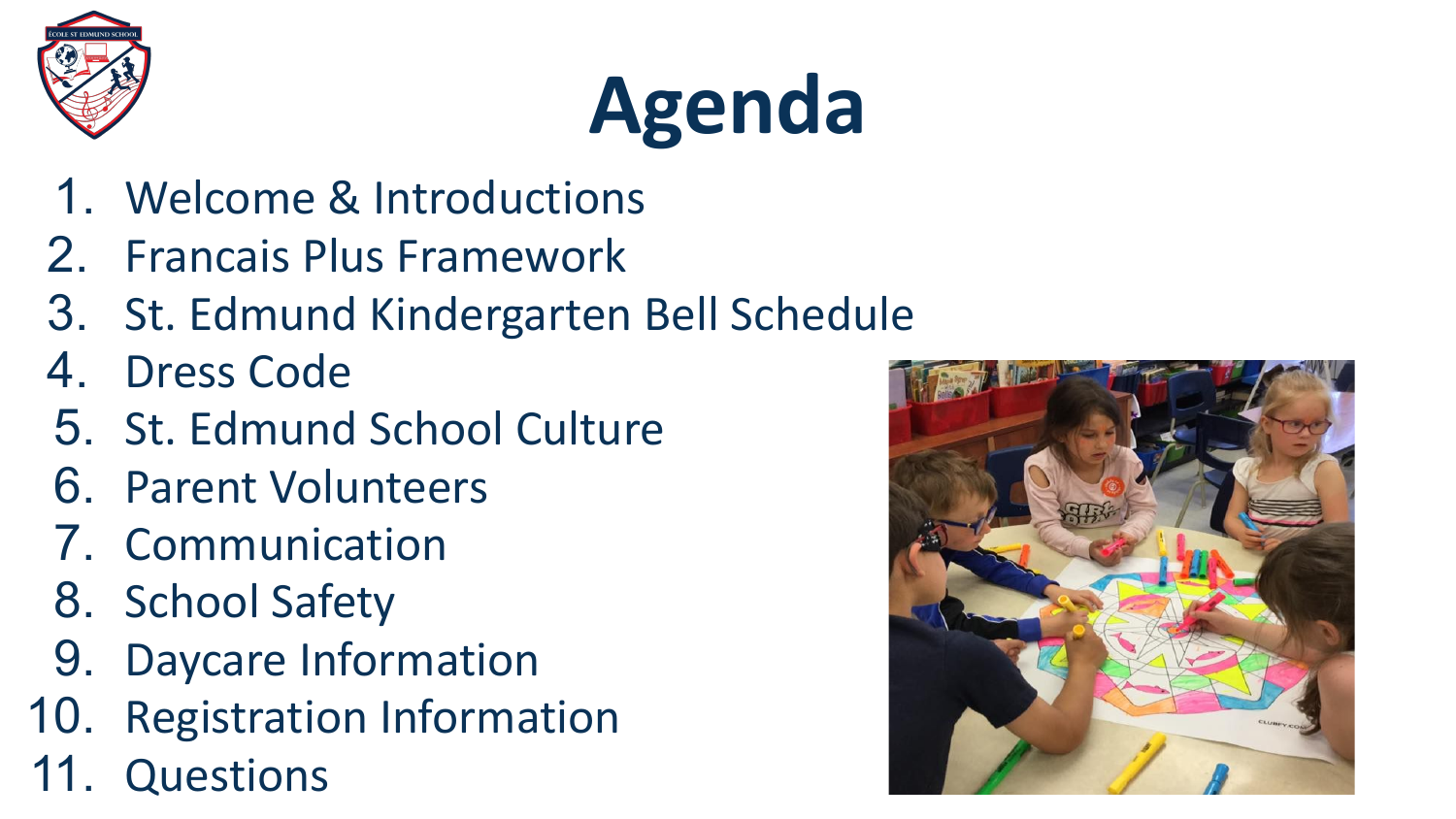# Agenda

1. Welcome & Introductions
2. Francais Plus Framework
3. St. Edmund Kindergarten Bell Schedule
4. Dress Code
5. St. Edmund School Culture
6. Parent Volunteers
7. Communication
8. School Safety
9. Daycare Information
10. Registration Information
11. Questions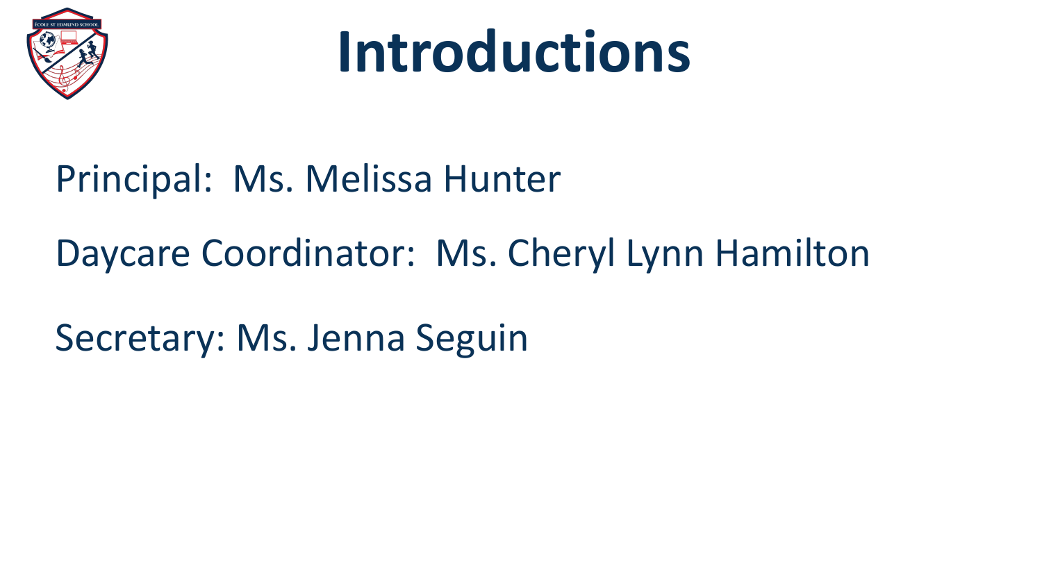# Introductions

Principal: Ms. Melissa Hunter

Daycare Coordinator: Ms. Cheryl Lynn Hamilton

Secretary: Ms. Jenna Seguin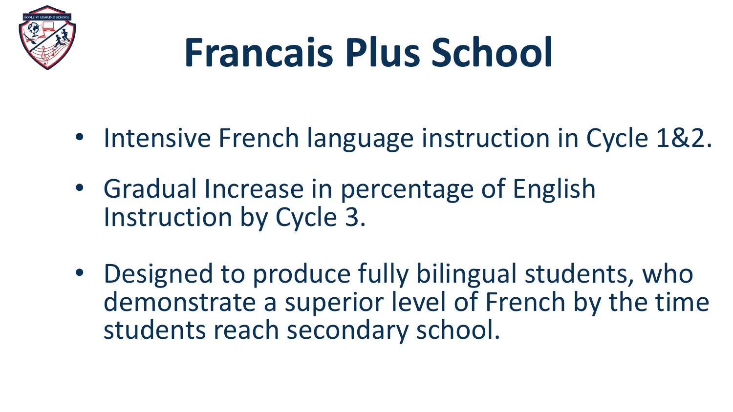# Francais Plus School

- Intensive French language instruction in Cycle 1&2.
- Gradual Increase in percentage of English Instruction by Cycle 3.
- Designed to produce fully bilingual students, who demonstrate a superior level of French by the time students reach secondary school.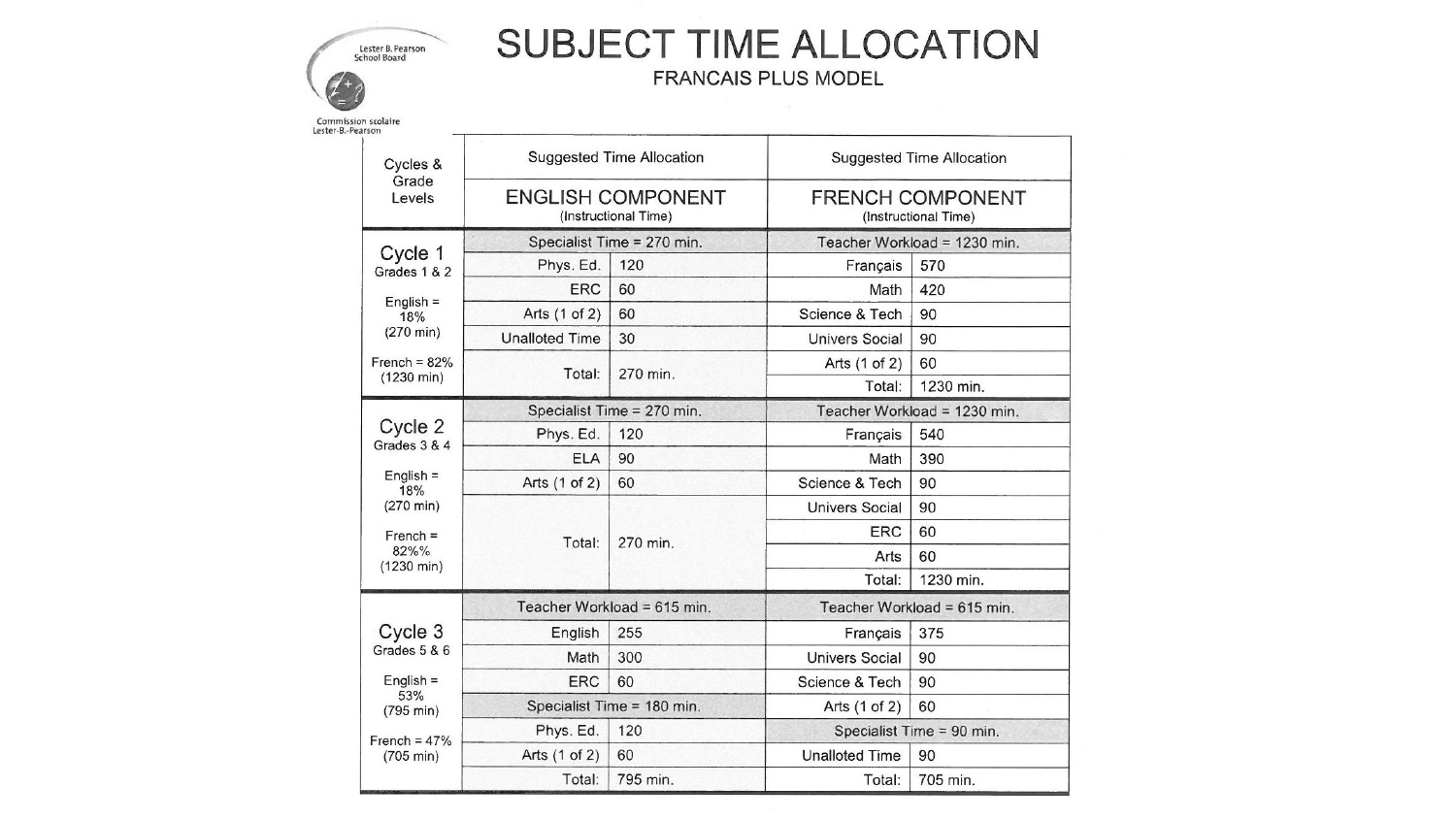Lester B. Pearson School Board

Commission scolaire Lester-B.-Pearson

# SUBJECT TIME ALLOCATION

## FRANCAIS PLUS MODEL

| Cycles & Grade Levels | Suggested Time Allocation<br>ENGLISH COMPONENT<br>(Instructional Time) | | Suggested Time Allocation<br>FRENCH COMPONENT<br>(Instructional Time) | |
|---|---|---|---|---|
| **Cycle 1**<br>Grades 1 & 2<br><br>English = 18% (270 min)<br><br>French = 82% (1230 min) | Specialist Time = 270 min. | | Teacher Workload = 1230 min. | |
| | Phys. Ed. | 120 | Français | 570 |
| | ERC | 60 | Math | 420 |
| | Arts (1 of 2) | 60 | Science & Tech | 90 |
| | Unalloted Time | 30 | Univers Social | 90 |
| | Total: | 270 min. | Arts (1 of 2) | 60 |
| | | | Total: | 1230 min. |
| **Cycle 2**<br>Grades 3 & 4<br><br>English = 18% (270 min)<br><br>French = 82%% (1230 min) | Specialist Time = 270 min. | | Teacher Workload = 1230 min. | |
| | Phys. Ed. | 120 | Français | 540 |
| | ELA | 90 | Math | 390 |
| | Arts (1 of 2) | 60 | Science & Tech | 90 |
| | Total: | 270 min. | Univers Social | 90 |
| | | | ERC | 60 |
| | | | Arts | 60 |
| | | | Total: | 1230 min. |
| **Cycle 3**<br>Grades 5 & 6<br><br>English = 53% (795 min)<br><br>French = 47% (705 min) | Teacher Workload = 615 min. | | Teacher Workload = 615 min. | |
| | English | 255 | Français | 375 |
| | Math | 300 | Univers Social | 90 |
| | ERC | 60 | Science & Tech | 90 |
| | Specialist Time = 180 min. | | Arts (1 of 2) | 60 |
| | Phys. Ed. | 120 | Specialist Time = 90 min. | |
| | Arts (1 of 2) | 60 | Unalloted Time | 90 |
| | Total: | 795 min. | Total: | 705 min. |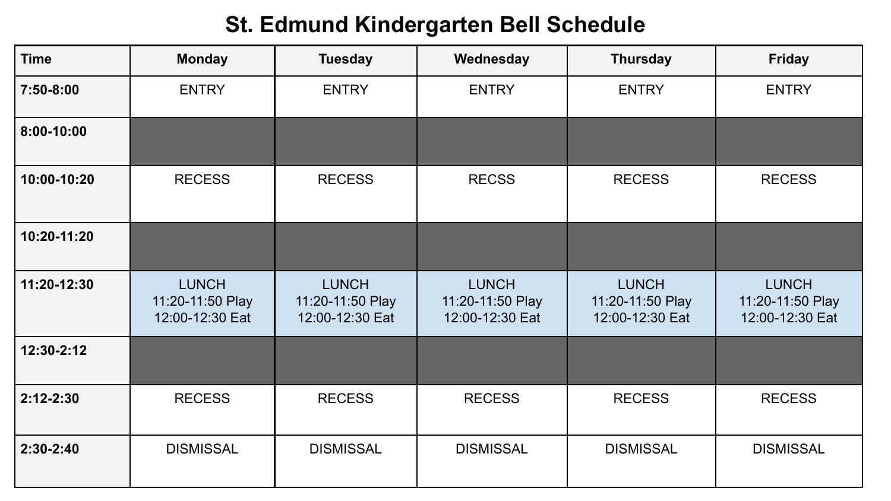# St. Edmund Kindergarten Bell Schedule

| Time | Monday | Tuesday | Wednesday | Thursday | Friday |
|---|---|---|---|---|---|
| 7:50-8:00 | ENTRY | ENTRY | ENTRY | ENTRY | ENTRY |
| 8:00-10:00 | | | | | |
| 10:00-10:20 | RECESS | RECESS | RECSS | RECESS | RECESS |
| 10:20-11:20 | | | | | |
| 11:20-12:30 | LUNCH<br>11:20-11:50 Play<br>12:00-12:30 Eat | LUNCH<br>11:20-11:50 Play<br>12:00-12:30 Eat | LUNCH<br>11:20-11:50 Play<br>12:00-12:30 Eat | LUNCH<br>11:20-11:50 Play<br>12:00-12:30 Eat | LUNCH<br>11:20-11:50 Play<br>12:00-12:30 Eat |
| 12:30-2:12 | | | | | |
| 2:12-2:30 | RECESS | RECESS | RECESS | RECESS | RECESS |
| 2:30-2:40 | DISMISSAL | DISMISSAL | DISMISSAL | DISMISSAL | DISMISSAL |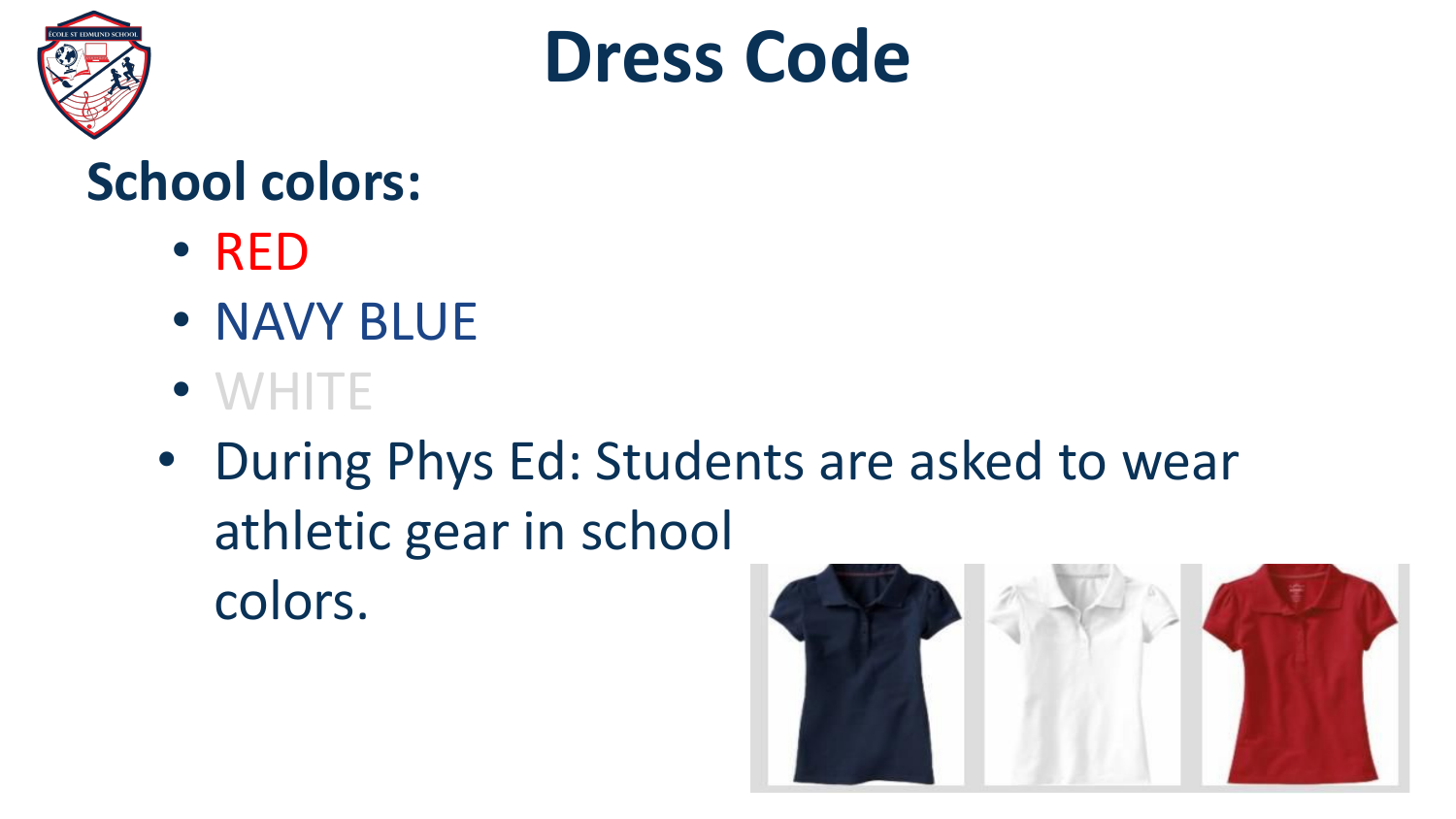# Dress Code

## School colors:

- RED
- NAVY BLUE
- WHITE
- During Phys Ed: Students are asked to wear athletic gear in school colors.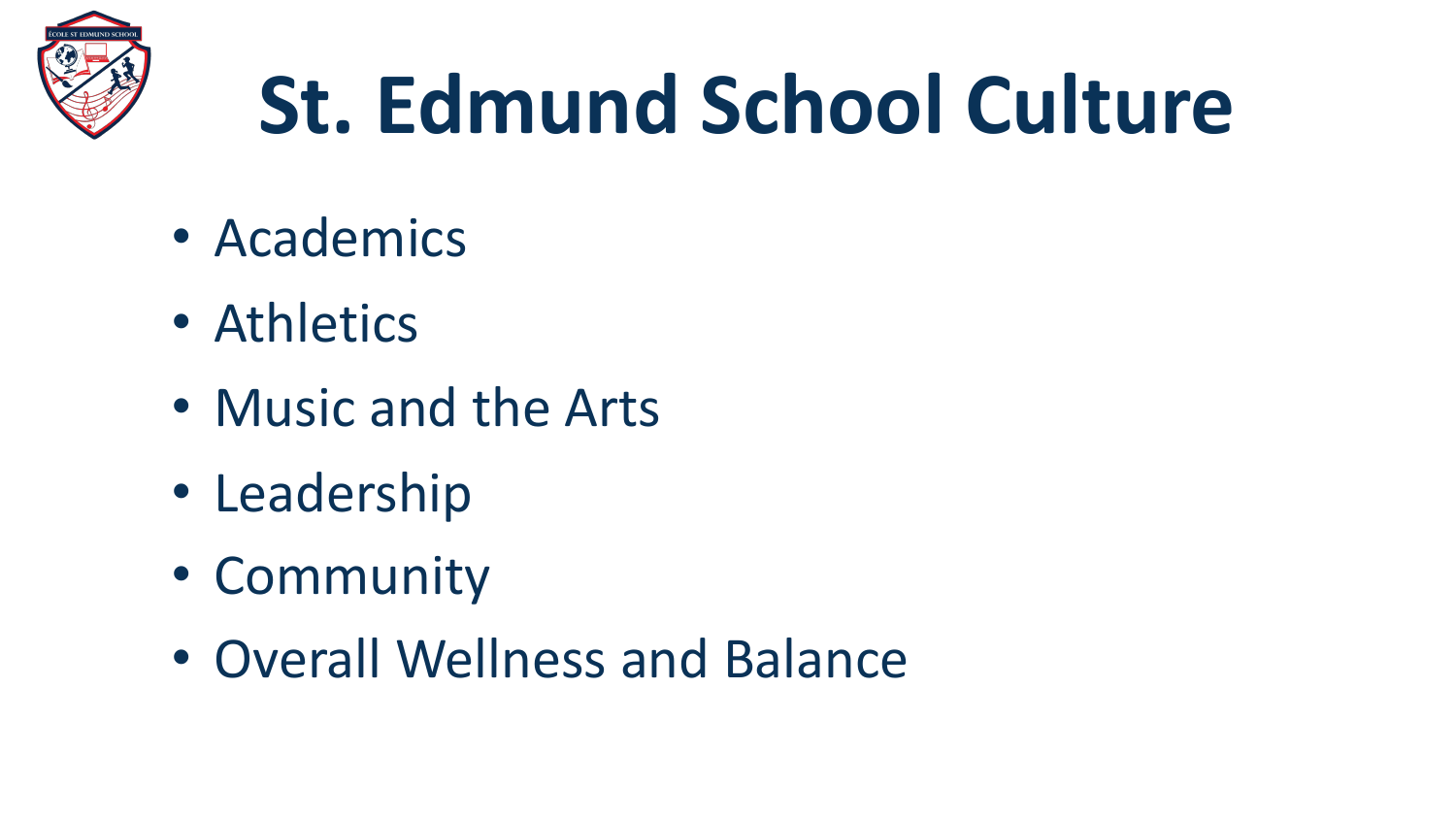# St. Edmund School Culture

- Academics
- Athletics
- Music and the Arts
- Leadership
- Community
- Overall Wellness and Balance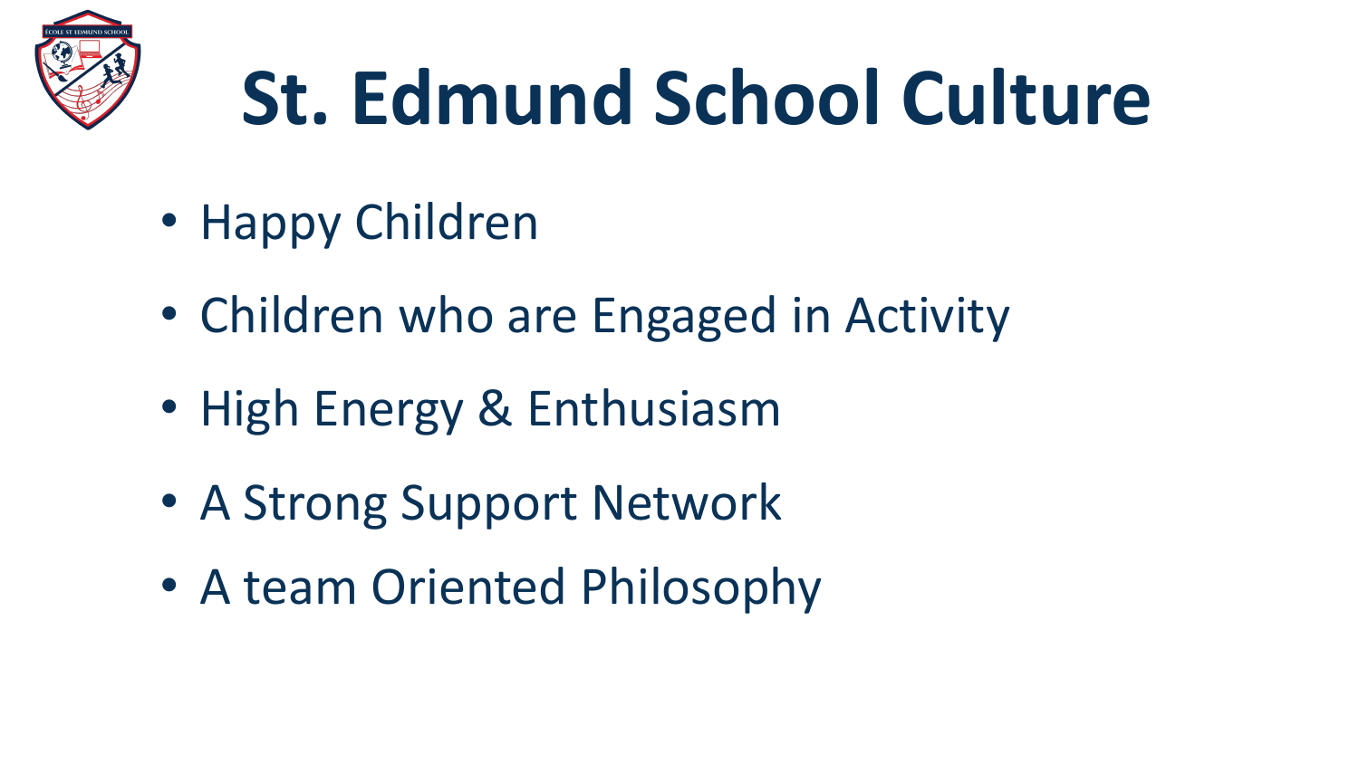# St. Edmund School Culture

- Happy Children
- Children who are Engaged in Activity
- High Energy & Enthusiasm
- A Strong Support Network
- A team Oriented Philosophy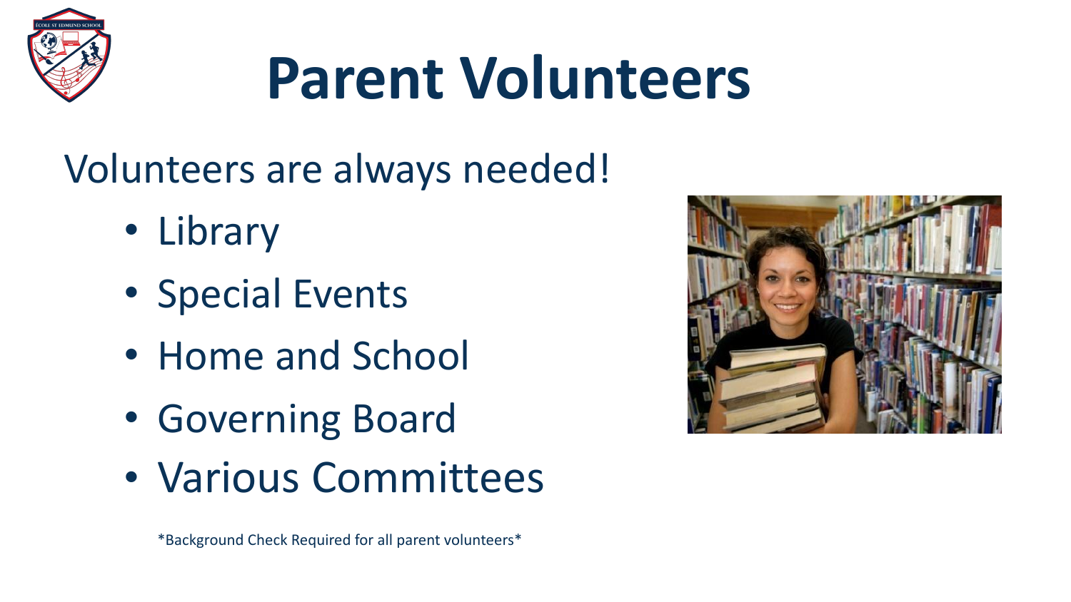# Parent Volunteers

Volunteers are always needed!

- Library
- Special Events
- Home and School
- Governing Board
- Various Committees

*Background Check Required for all parent volunteers*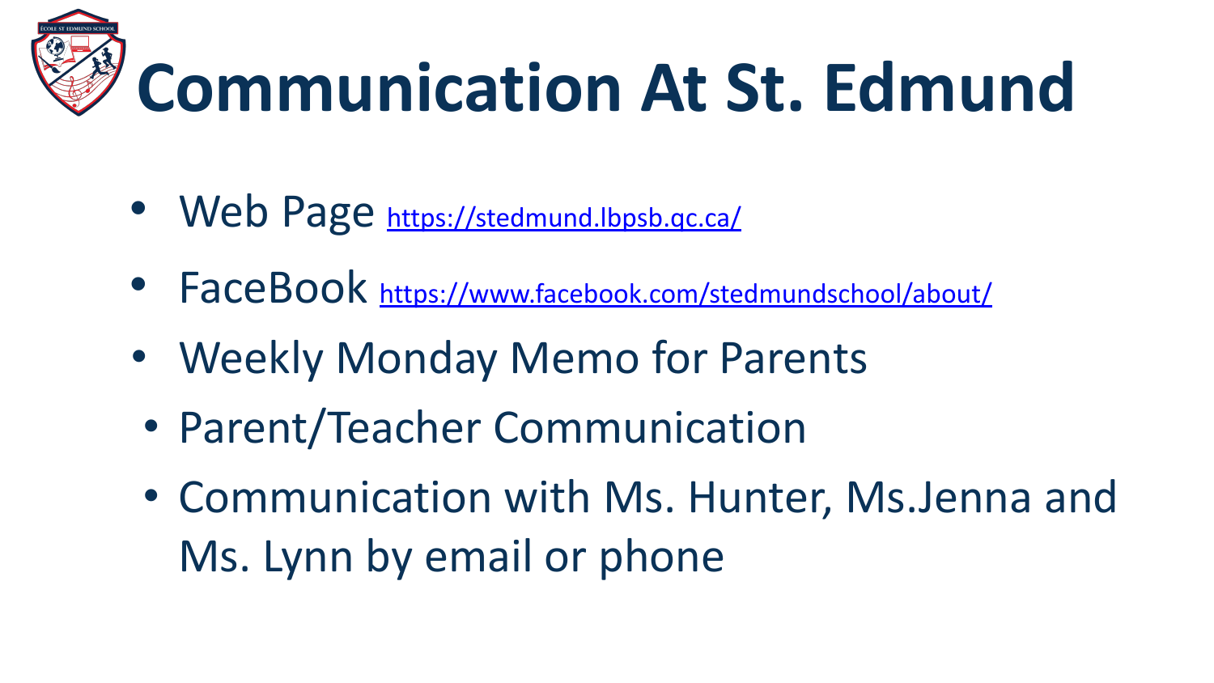# Communication At St. Edmund

- Web Page https://stedmund.lbpsb.qc.ca/
- FaceBook https://www.facebook.com/stedmundschool/about/
- Weekly Monday Memo for Parents
- Parent/Teacher Communication
- Communication with Ms. Hunter, Ms.Jenna and Ms. Lynn by email or phone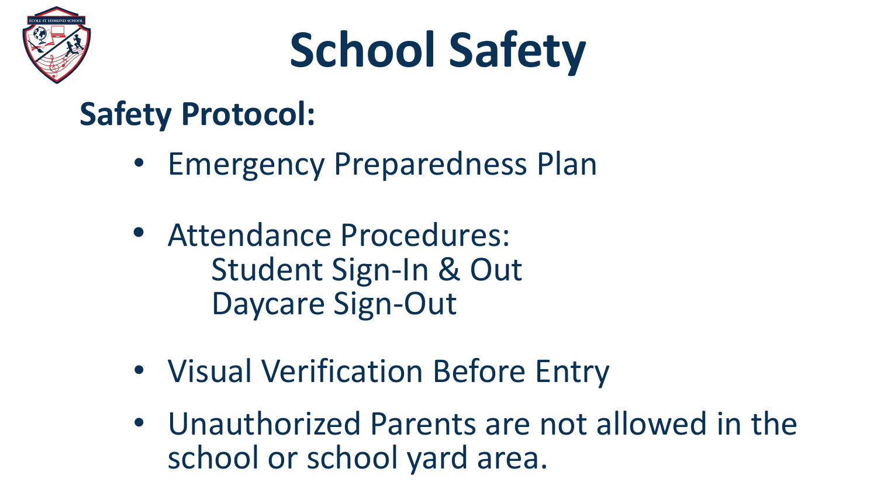# School Safety

## Safety Protocol:

- Emergency Preparedness Plan
- Attendance Procedures:
  - Student Sign-In & Out
  - Daycare Sign-Out
- Visual Verification Before Entry
- Unauthorized Parents are not allowed in the school or school yard area.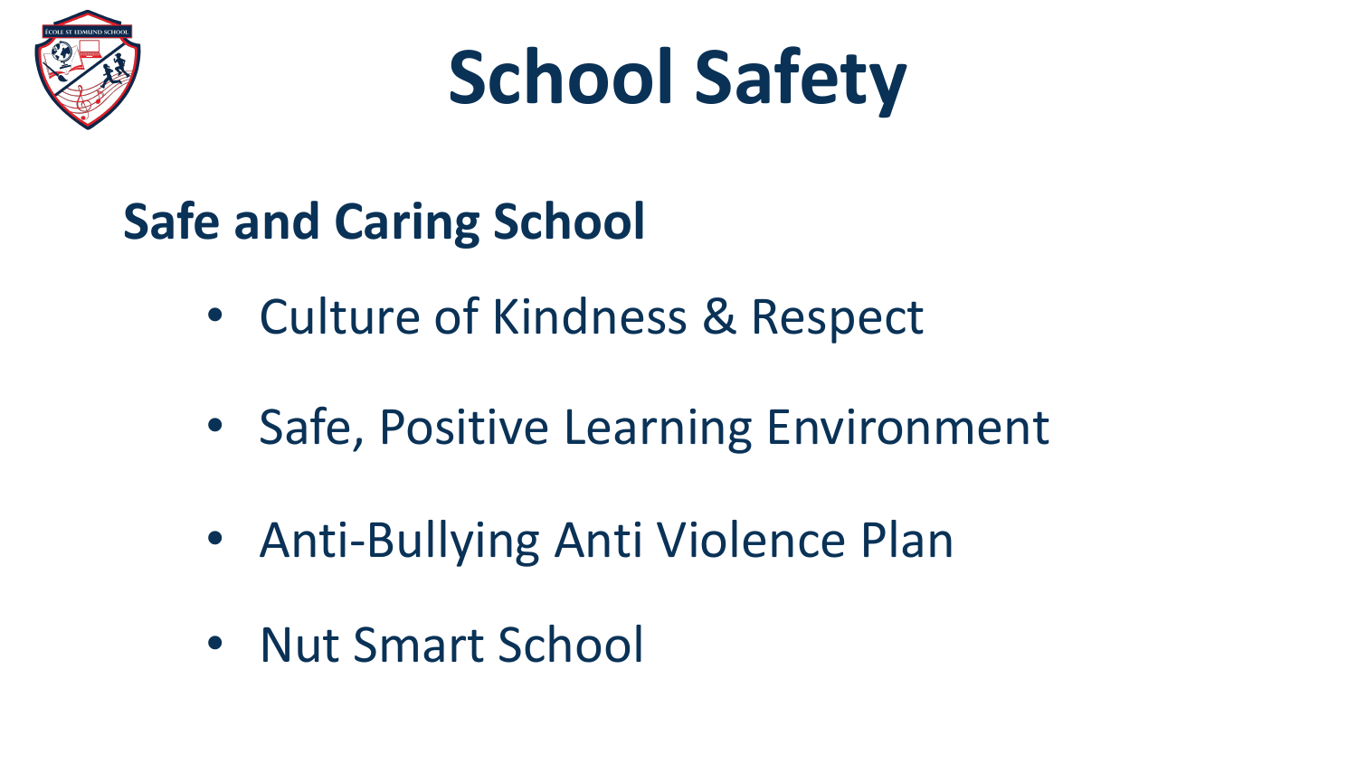# School Safety

## Safe and Caring School

- Culture of Kindness & Respect
- Safe, Positive Learning Environment
- Anti-Bullying Anti Violence Plan
- Nut Smart School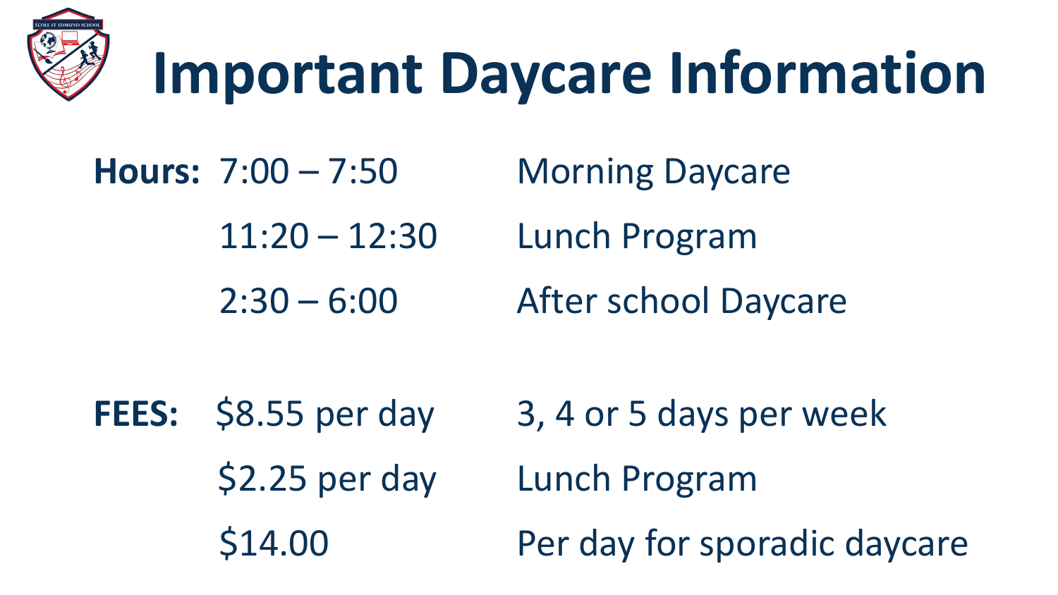# Important Daycare Information

**Hours:**

| | |
|---|---|
| 7:00 – 7:50 | Morning Daycare |
| 11:20 – 12:30 | Lunch Program |
| 2:30 – 6:00 | After school Daycare |

**FEES:**

| | |
|---|---|
| $8.55 per day | 3, 4 or 5 days per week |
| $2.25 per day | Lunch Program |
| $14.00 | Per day for sporadic daycare |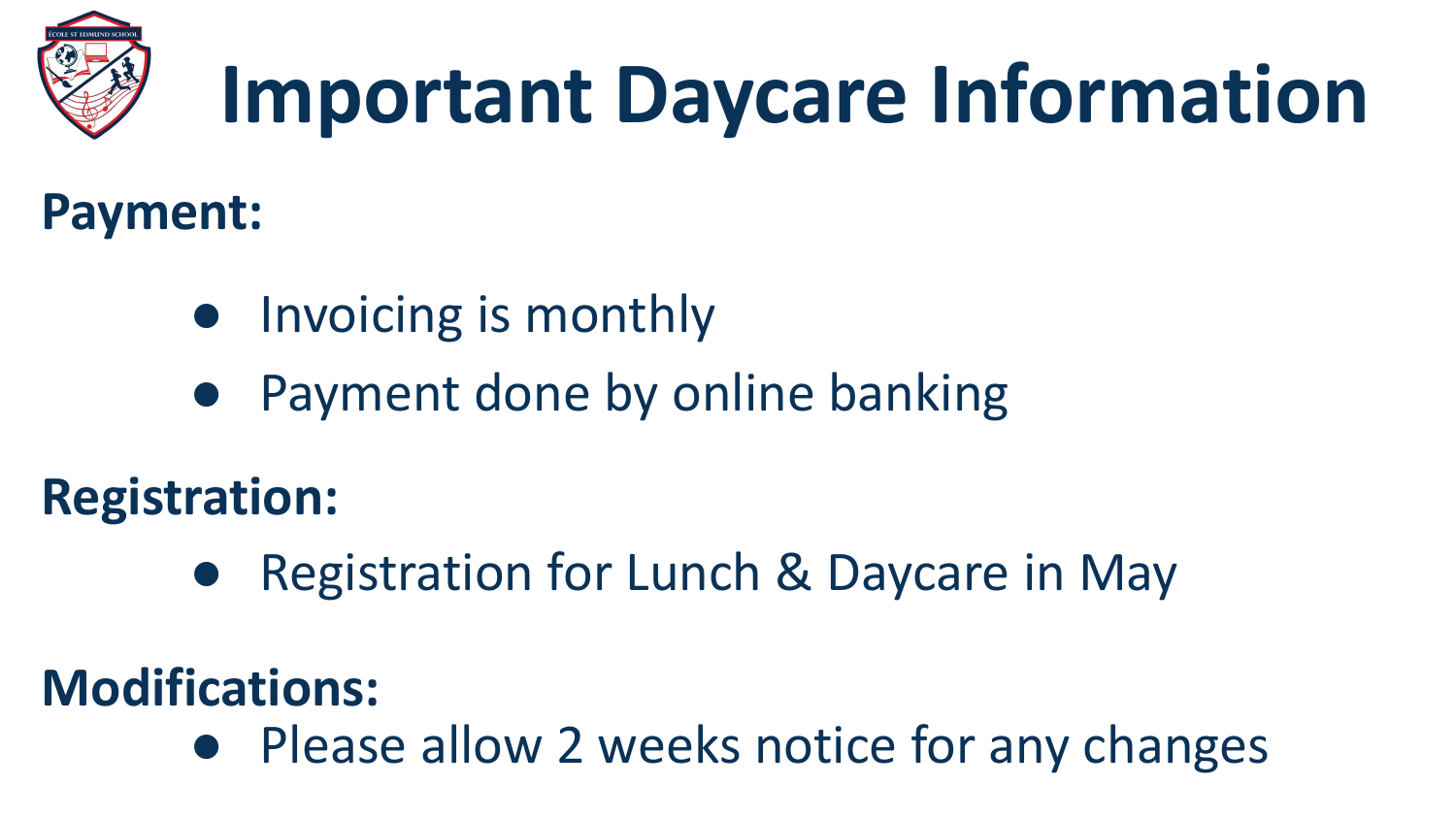# Important Daycare Information

**Payment:**

- Invoicing is monthly
- Payment done by online banking

**Registration:**

- Registration for Lunch & Daycare in May

**Modifications:**

- Please allow 2 weeks notice for any changes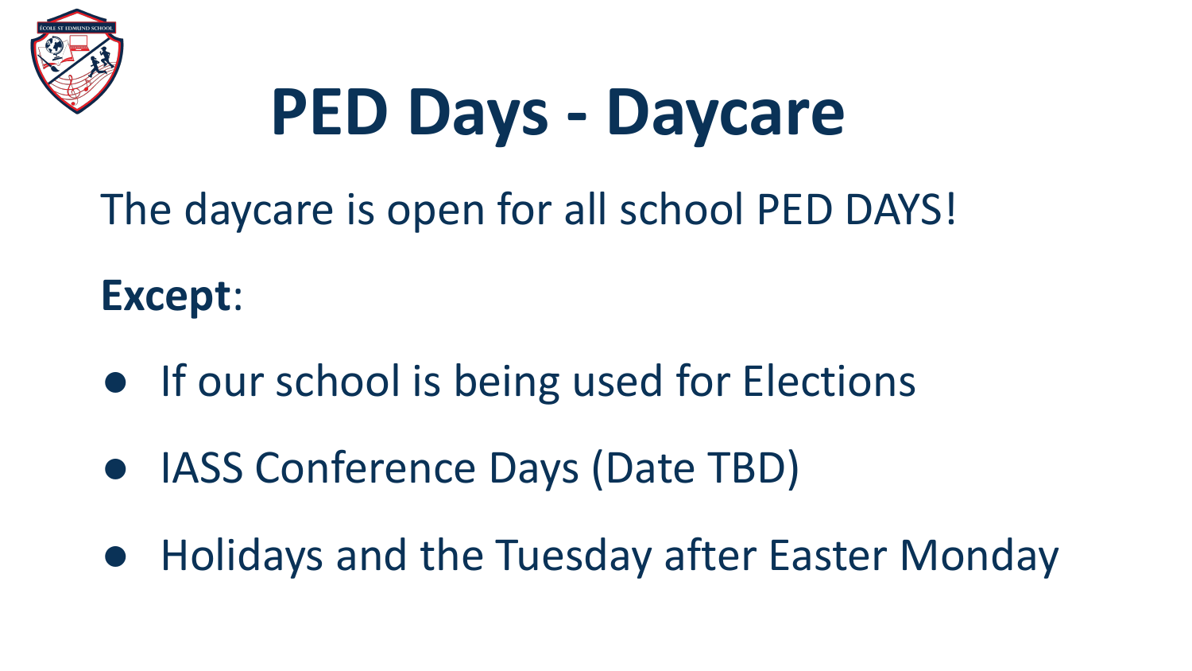# PED Days - Daycare

The daycare is open for all school PED DAYS!

**Except**:

- If our school is being used for Elections
- IASS Conference Days (Date TBD)
- Holidays and the Tuesday after Easter Monday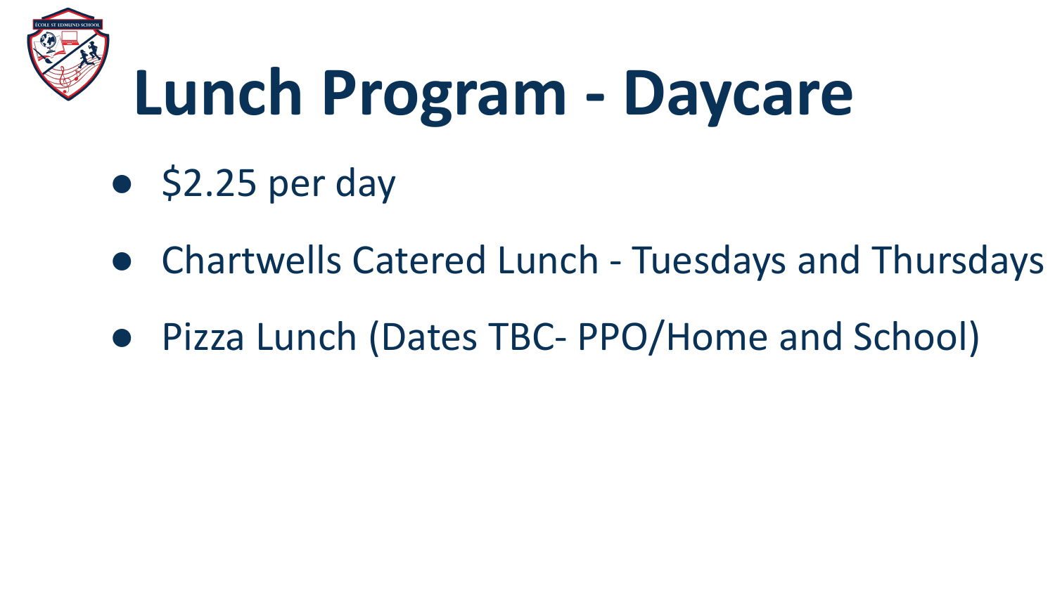# Lunch Program - Daycare

- $2.25 per day
- Chartwells Catered Lunch - Tuesdays and Thursdays
- Pizza Lunch (Dates TBC- PPO/Home and School)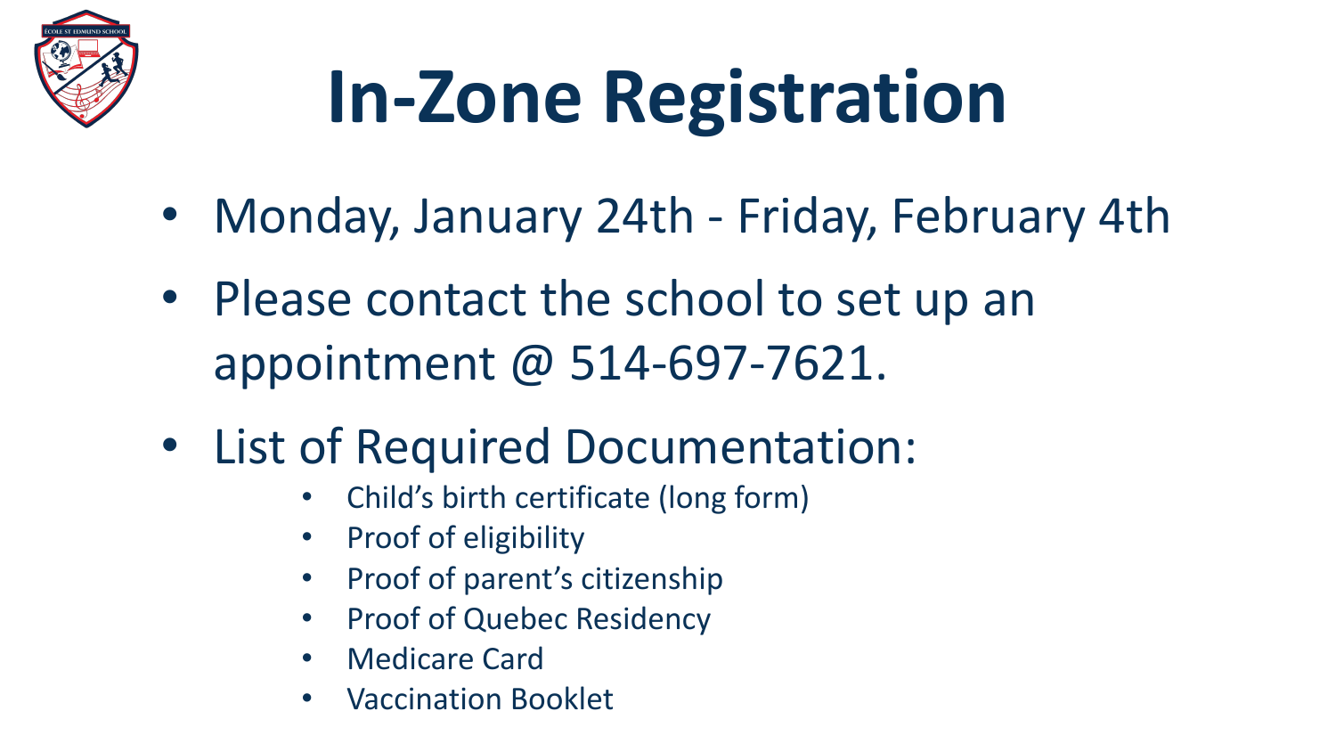# In-Zone Registration

- Monday, January 24th - Friday, February 4th
- Please contact the school to set up an appointment @ 514-697-7621.
- List of Required Documentation:
  - Child's birth certificate (long form)
  - Proof of eligibility
  - Proof of parent's citizenship
  - Proof of Quebec Residency
  - Medicare Card
  - Vaccination Booklet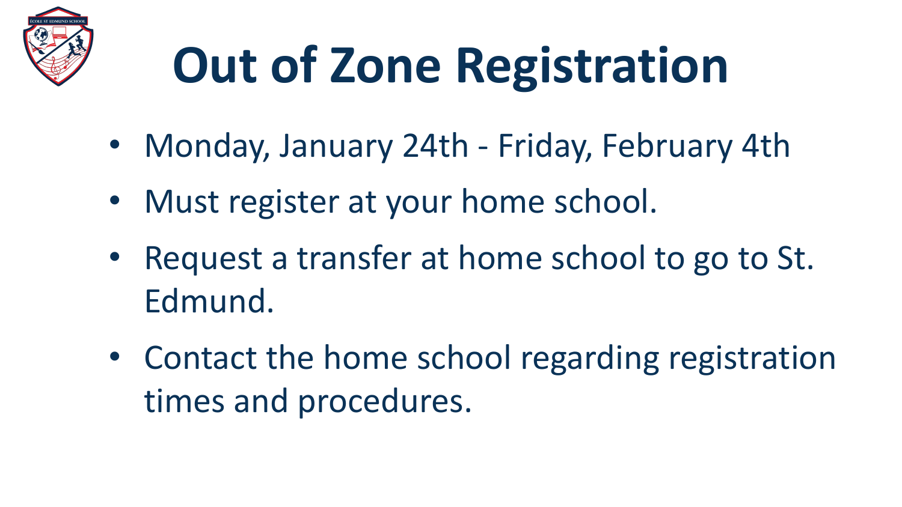# Out of Zone Registration

- Monday, January 24th - Friday, February 4th
- Must register at your home school.
- Request a transfer at home school to go to St. Edmund.
- Contact the home school regarding registration times and procedures.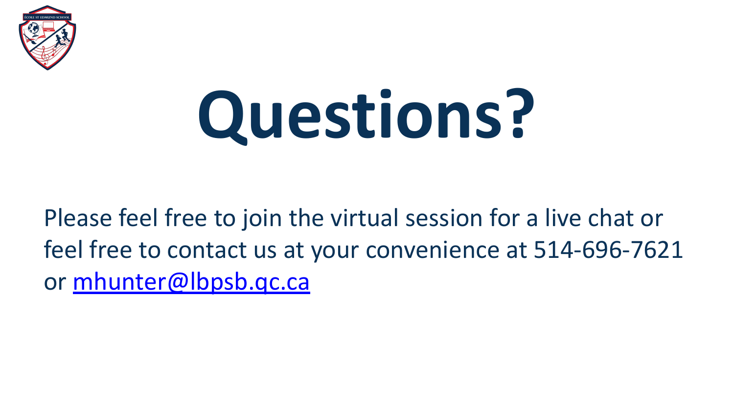# Questions?

Please feel free to join the virtual session for a live chat or feel free to contact us at your convenience at 514-696-7621 or [mhunter@lbpsb.qc.ca](mailto:mhunter@lbpsb.qc.ca)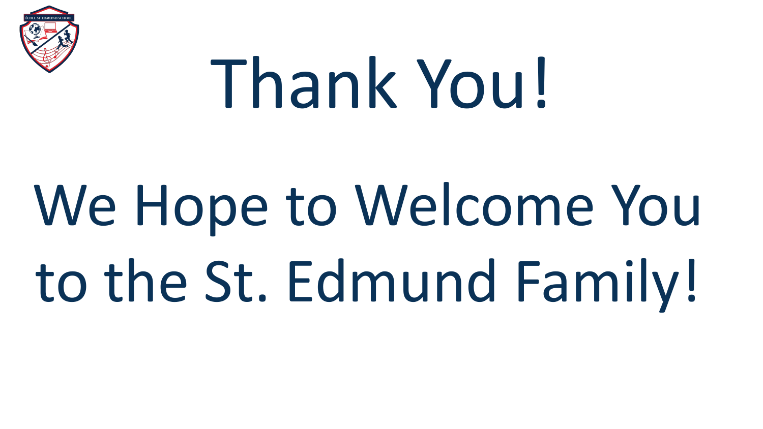# Thank You!

# We Hope to Welcome You to the St. Edmund Family!